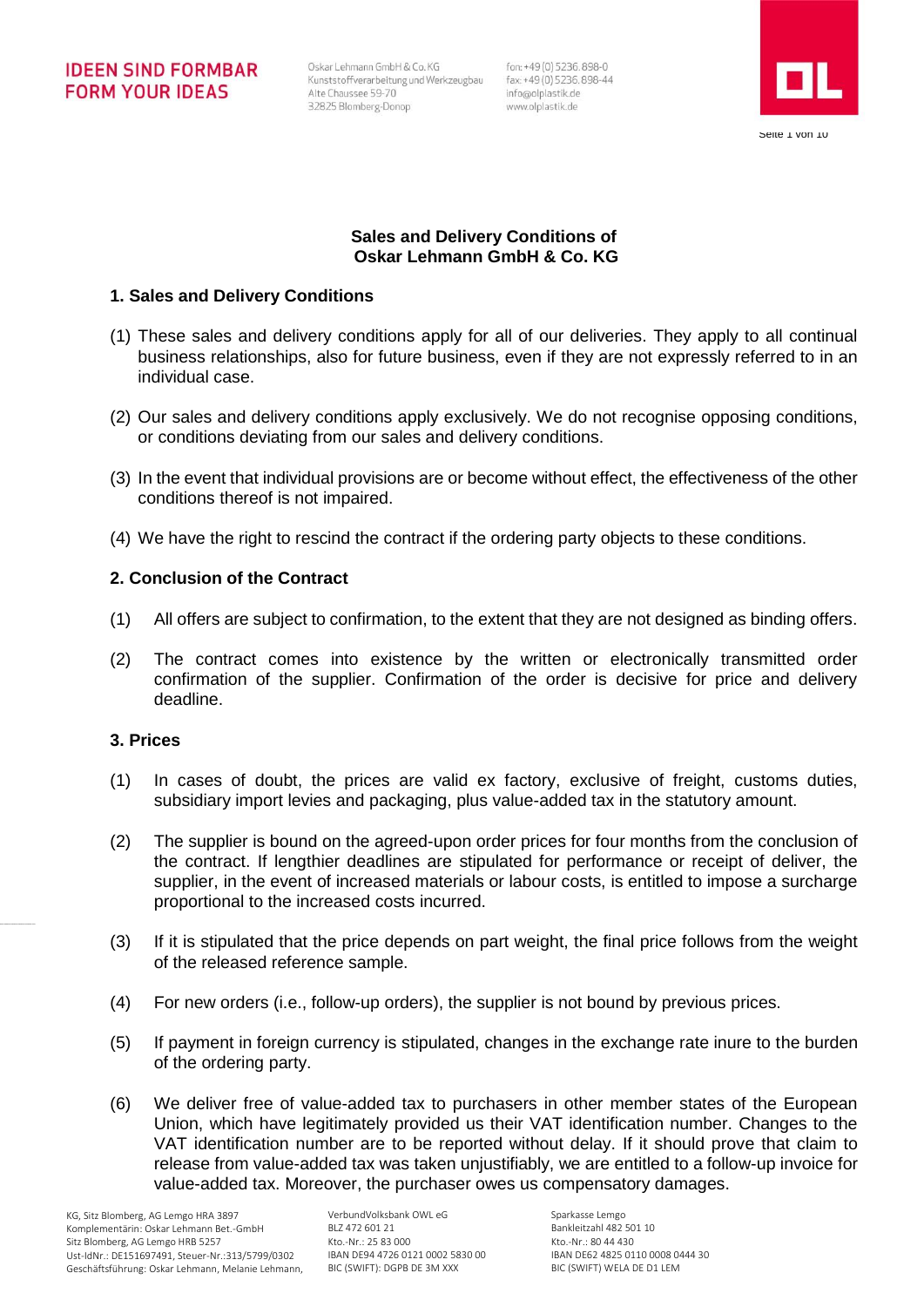# Sales and Delivery Conditions of Oskar Lehmann GmbH & Co. KG

## 1. Sales and Delivery Conditions

(1) These sales and delivery conditions apply for all of our deliveries. They apply to all continual business relationships, also for future business, even if they are not expressly referred to in an individual case.

(2) Our sales and delivery conditions apply exclusively. We do not recognise opposing conditions, or conditions deviating from our sales and delivery conditions.

(3) In the event that individual provisions are or become without effect, the effectiveness of the other conditions thereof is not impaired.

(4) We have the right to rescind the contract if the ordering party objects to these conditions.

## 2. Conclusion of the Contract

(1) All offers are subject to confirmation, to the extent that they are not designed as binding offers.

(2) The contract comes into existence by the written or electronically transmitted order confirmation of the supplier. Confirmation of the order is decisive for price and delivery deadline.

## 3. Prices

(1) In cases of doubt, the prices are valid ex factory, exclusive of freight, customs duties, subsidiary import levies and packaging, plus value-added tax in the statutory amount.

(2) The supplier is bound on the agreed-upon order prices for four months from the conclusion of the contract. If lengthier deadlines are stipulated for performance or receipt of deliver, the supplier, in the event of increased materials or labour costs, is entitled to impose a surcharge proportional to the increased costs incurred.

(3) If it is stipulated that the price depends on part weight, the final price follows from the weight of the released reference sample.

(4) For new orders (i.e., follow-up orders), the supplier is not bound by previous prices.

(5) If payment in foreign currency is stipulated, changes in the exchange rate inure to the burden of the ordering party.

(6) We deliver free of value-added tax to purchasers in other member states of the European Union, which have legitimately provided us their VAT identification number. Changes to the VAT identification number are to be reported without delay. If it should prove that claim to release from value-added tax was taken unjustifiably, we are entitled to a follow-up invoice for value-added tax. Moreover, the purchaser owes us compensatory damages.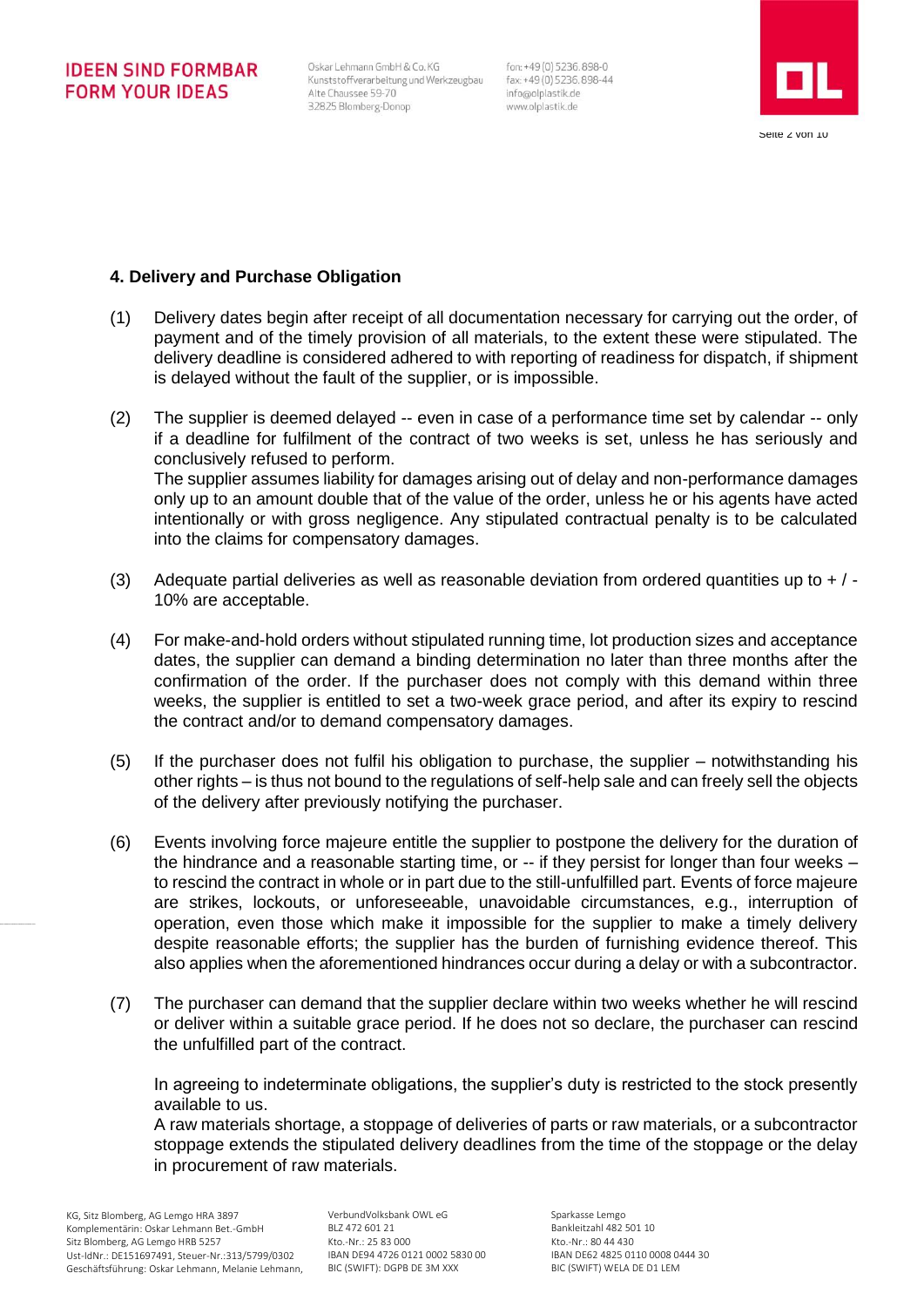**4. Delivery and Purchase Obligation**

(1) Delivery dates begin after receipt of all documentation necessary for carrying out the order, of payment and of the timely provision of all materials, to the extent these were stipulated. The delivery deadline is considered adhered to with reporting of readiness for dispatch, if shipment is delayed without the fault of the supplier, or is impossible.

(2) The supplier is deemed delayed -- even in case of a performance time set by calendar -- only if a deadline for fulfilment of the contract of two weeks is set, unless he has seriously and conclusively refused to perform.
The supplier assumes liability for damages arising out of delay and non-performance damages only up to an amount double that of the value of the order, unless he or his agents have acted intentionally or with gross negligence. Any stipulated contractual penalty is to be calculated into the claims for compensatory damages.

(3) Adequate partial deliveries as well as reasonable deviation from ordered quantities up to + / - 10% are acceptable.

(4) For make-and-hold orders without stipulated running time, lot production sizes and acceptance dates, the supplier can demand a binding determination no later than three months after the confirmation of the order. If the purchaser does not comply with this demand within three weeks, the supplier is entitled to set a two-week grace period, and after its expiry to rescind the contract and/or to demand compensatory damages.

(5) If the purchaser does not fulfil his obligation to purchase, the supplier – notwithstanding his other rights – is thus not bound to the regulations of self-help sale and can freely sell the objects of the delivery after previously notifying the purchaser.

(6) Events involving force majeure entitle the supplier to postpone the delivery for the duration of the hindrance and a reasonable starting time, or -- if they persist for longer than four weeks – to rescind the contract in whole or in part due to the still-unfulfilled part. Events of force majeure are strikes, lockouts, or unforeseeable, unavoidable circumstances, e.g., interruption of operation, even those which make it impossible for the supplier to make a timely delivery despite reasonable efforts; the supplier has the burden of furnishing evidence thereof. This also applies when the aforementioned hindrances occur during a delay or with a subcontractor.

(7) The purchaser can demand that the supplier declare within two weeks whether he will rescind or deliver within a suitable grace period. If he does not so declare, the purchaser can rescind the unfulfilled part of the contract.

In agreeing to indeterminate obligations, the supplier's duty is restricted to the stock presently available to us.
A raw materials shortage, a stoppage of deliveries of parts or raw materials, or a subcontractor stoppage extends the stipulated delivery deadlines from the time of the stoppage or the delay in procurement of raw materials.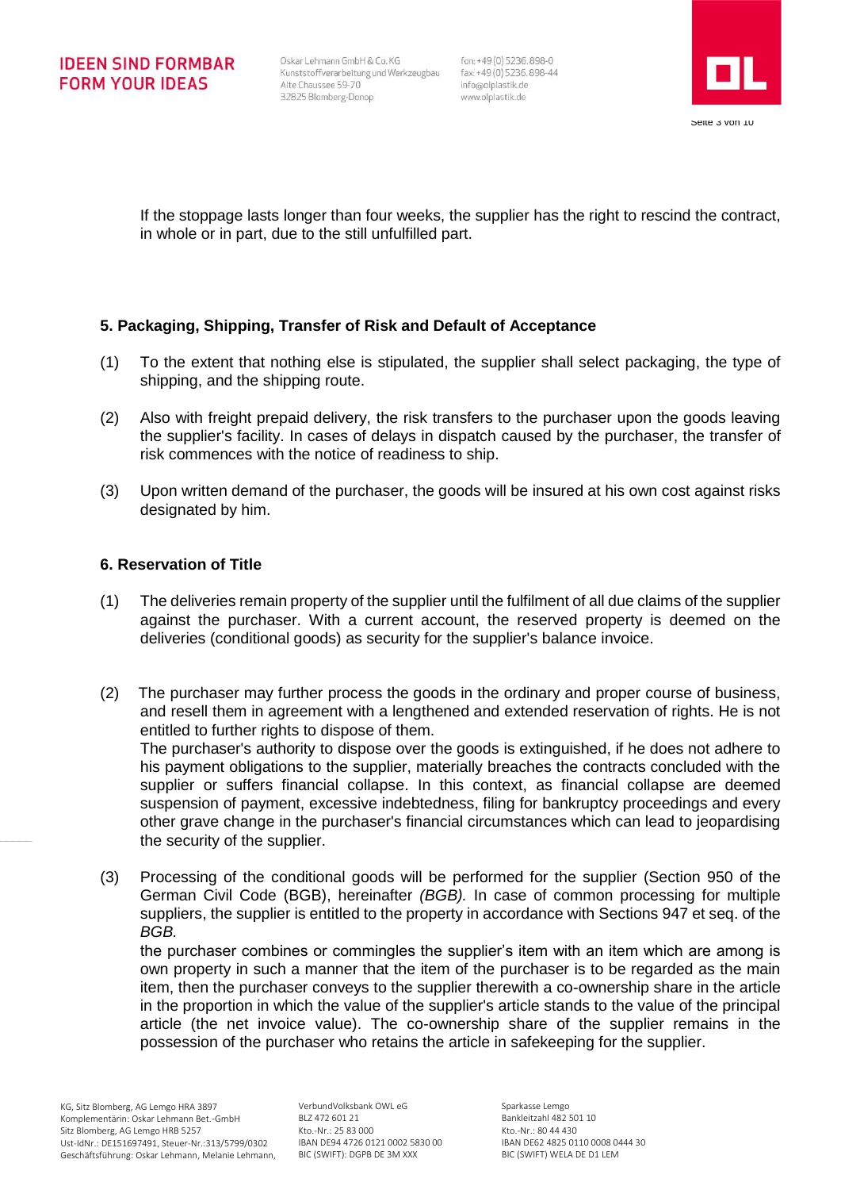If the stoppage lasts longer than four weeks, the supplier has the right to rescind the contract, in whole or in part, due to the still unfulfilled part.

### 5. Packaging, Shipping, Transfer of Risk and Default of Acceptance

(1) To the extent that nothing else is stipulated, the supplier shall select packaging, the type of shipping, and the shipping route.

(2) Also with freight prepaid delivery, the risk transfers to the purchaser upon the goods leaving the supplier's facility. In cases of delays in dispatch caused by the purchaser, the transfer of risk commences with the notice of readiness to ship.

(3) Upon written demand of the purchaser, the goods will be insured at his own cost against risks designated by him.

### 6. Reservation of Title

(1) The deliveries remain property of the supplier until the fulfilment of all due claims of the supplier against the purchaser. With a current account, the reserved property is deemed on the deliveries (conditional goods) as security for the supplier's balance invoice.

(2) The purchaser may further process the goods in the ordinary and proper course of business, and resell them in agreement with a lengthened and extended reservation of rights. He is not entitled to further rights to dispose of them.
The purchaser's authority to dispose over the goods is extinguished, if he does not adhere to his payment obligations to the supplier, materially breaches the contracts concluded with the supplier or suffers financial collapse. In this context, as financial collapse are deemed suspension of payment, excessive indebtedness, filing for bankruptcy proceedings and every other grave change in the purchaser's financial circumstances which can lead to jeopardising the security of the supplier.

(3) Processing of the conditional goods will be performed for the supplier (Section 950 of the German Civil Code (BGB), hereinafter *(BGB).* In case of common processing for multiple suppliers, the supplier is entitled to the property in accordance with Sections 947 et seq. of the *BGB.*
the purchaser combines or commingles the supplier's item with an item which are among is own property in such a manner that the item of the purchaser is to be regarded as the main item, then the purchaser conveys to the supplier therewith a co-ownership share in the article in the proportion in which the value of the supplier's article stands to the value of the principal article (the net invoice value). The co-ownership share of the supplier remains in the possession of the purchaser who retains the article in safekeeping for the supplier.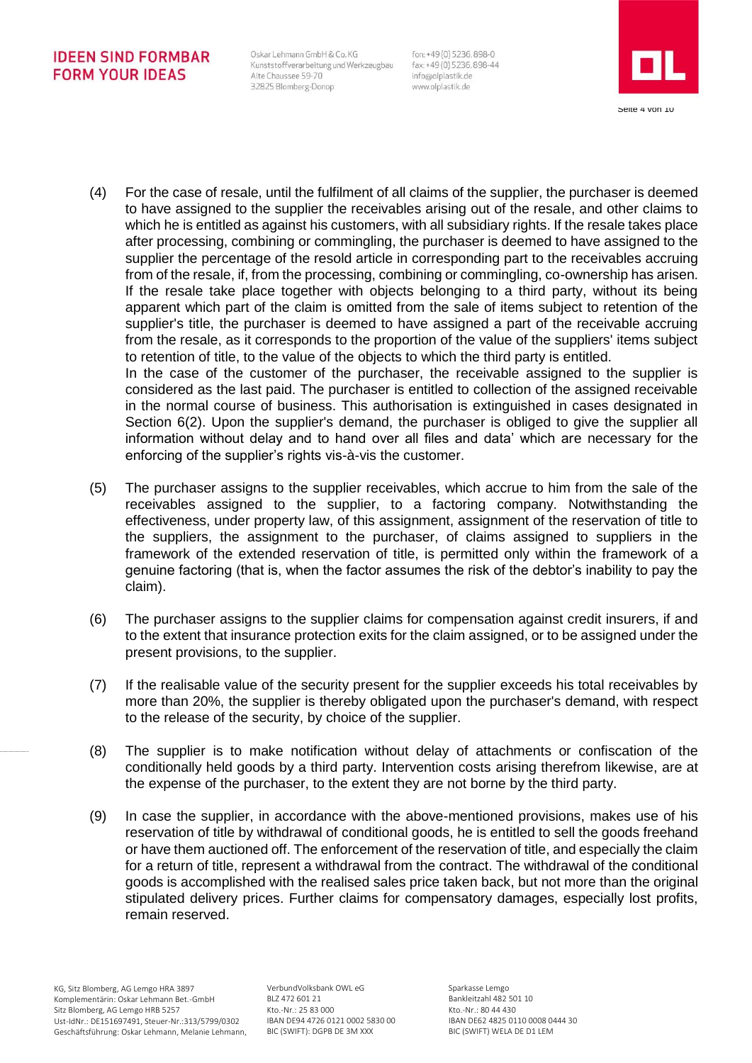(4) For the case of resale, until the fulfilment of all claims of the supplier, the purchaser is deemed to have assigned to the supplier the receivables arising out of the resale, and other claims to which he is entitled as against his customers, with all subsidiary rights. If the resale takes place after processing, combining or commingling, the purchaser is deemed to have assigned to the supplier the percentage of the resold article in corresponding part to the receivables accruing from of the resale, if, from the processing, combining or commingling, co-ownership has arisen. If the resale take place together with objects belonging to a third party, without its being apparent which part of the claim is omitted from the sale of items subject to retention of the supplier's title, the purchaser is deemed to have assigned a part of the receivable accruing from the resale, as it corresponds to the proportion of the value of the suppliers' items subject to retention of title, to the value of the objects to which the third party is entitled.
In the case of the customer of the purchaser, the receivable assigned to the supplier is considered as the last paid. The purchaser is entitled to collection of the assigned receivable in the normal course of business. This authorisation is extinguished in cases designated in Section 6(2). Upon the supplier's demand, the purchaser is obliged to give the supplier all information without delay and to hand over all files and data' which are necessary for the enforcing of the supplier's rights vis-à-vis the customer.

(5) The purchaser assigns to the supplier receivables, which accrue to him from the sale of the receivables assigned to the supplier, to a factoring company. Notwithstanding the effectiveness, under property law, of this assignment, assignment of the reservation of title to the suppliers, the assignment to the purchaser, of claims assigned to suppliers in the framework of the extended reservation of title, is permitted only within the framework of a genuine factoring (that is, when the factor assumes the risk of the debtor's inability to pay the claim).

(6) The purchaser assigns to the supplier claims for compensation against credit insurers, if and to the extent that insurance protection exits for the claim assigned, or to be assigned under the present provisions, to the supplier.

(7) If the realisable value of the security present for the supplier exceeds his total receivables by more than 20%, the supplier is thereby obligated upon the purchaser's demand, with respect to the release of the security, by choice of the supplier.

(8) The supplier is to make notification without delay of attachments or confiscation of the conditionally held goods by a third party. Intervention costs arising therefrom likewise, are at the expense of the purchaser, to the extent they are not borne by the third party.

(9) In case the supplier, in accordance with the above-mentioned provisions, makes use of his reservation of title by withdrawal of conditional goods, he is entitled to sell the goods freehand or have them auctioned off. The enforcement of the reservation of title, and especially the claim for a return of title, represent a withdrawal from the contract. The withdrawal of the conditional goods is accomplished with the realised sales price taken back, but not more than the original stipulated delivery prices. Further claims for compensatory damages, especially lost profits, remain reserved.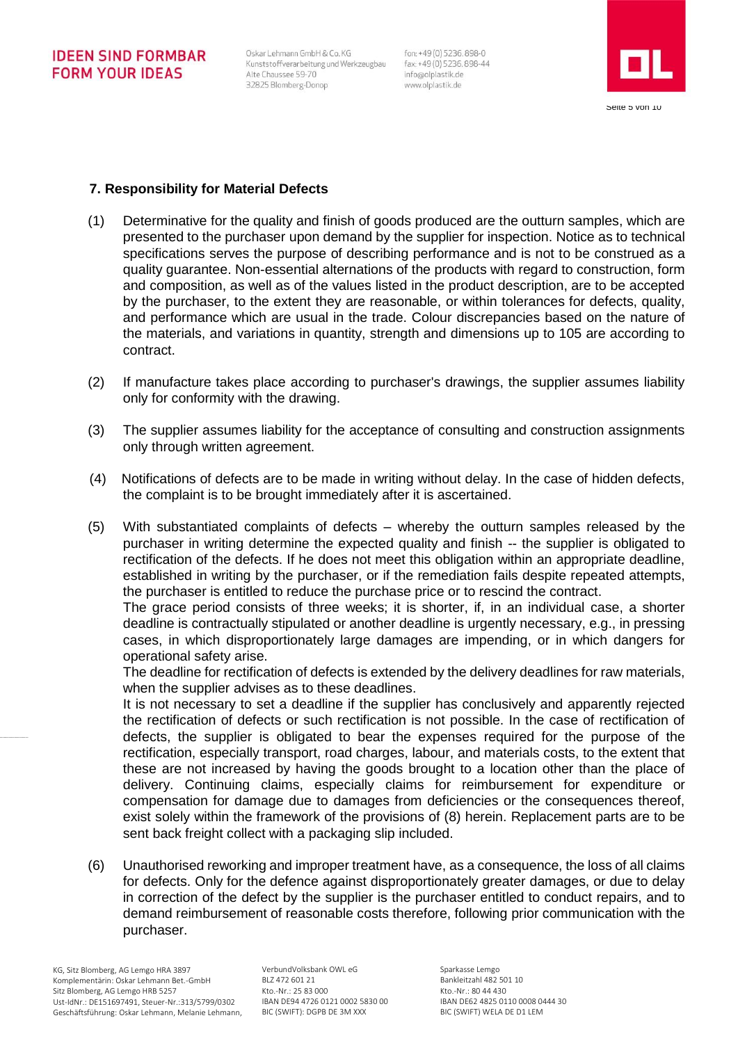## 7. Responsibility for Material Defects

(1) Determinative for the quality and finish of goods produced are the outturn samples, which are presented to the purchaser upon demand by the supplier for inspection. Notice as to technical specifications serves the purpose of describing performance and is not to be construed as a quality guarantee. Non-essential alternations of the products with regard to construction, form and composition, as well as of the values listed in the product description, are to be accepted by the purchaser, to the extent they are reasonable, or within tolerances for defects, quality, and performance which are usual in the trade. Colour discrepancies based on the nature of the materials, and variations in quantity, strength and dimensions up to 105 are according to contract.

(2) If manufacture takes place according to purchaser's drawings, the supplier assumes liability only for conformity with the drawing.

(3) The supplier assumes liability for the acceptance of consulting and construction assignments only through written agreement.

(4) Notifications of defects are to be made in writing without delay. In the case of hidden defects, the complaint is to be brought immediately after it is ascertained.

(5) With substantiated complaints of defects – whereby the outturn samples released by the purchaser in writing determine the expected quality and finish -- the supplier is obligated to rectification of the defects. If he does not meet this obligation within an appropriate deadline, established in writing by the purchaser, or if the remediation fails despite repeated attempts, the purchaser is entitled to reduce the purchase price or to rescind the contract.
The grace period consists of three weeks; it is shorter, if, in an individual case, a shorter deadline is contractually stipulated or another deadline is urgently necessary, e.g., in pressing cases, in which disproportionately large damages are impending, or in which dangers for operational safety arise.
The deadline for rectification of defects is extended by the delivery deadlines for raw materials, when the supplier advises as to these deadlines.
It is not necessary to set a deadline if the supplier has conclusively and apparently rejected the rectification of defects or such rectification is not possible. In the case of rectification of defects, the supplier is obligated to bear the expenses required for the purpose of the rectification, especially transport, road charges, labour, and materials costs, to the extent that these are not increased by having the goods brought to a location other than the place of delivery. Continuing claims, especially claims for reimbursement for expenditure or compensation for damage due to damages from deficiencies or the consequences thereof, exist solely within the framework of the provisions of (8) herein. Replacement parts are to be sent back freight collect with a packaging slip included.

(6) Unauthorised reworking and improper treatment have, as a consequence, the loss of all claims for defects. Only for the defence against disproportionately greater damages, or due to delay in correction of the defect by the supplier is the purchaser entitled to conduct repairs, and to demand reimbursement of reasonable costs therefore, following prior communication with the purchaser.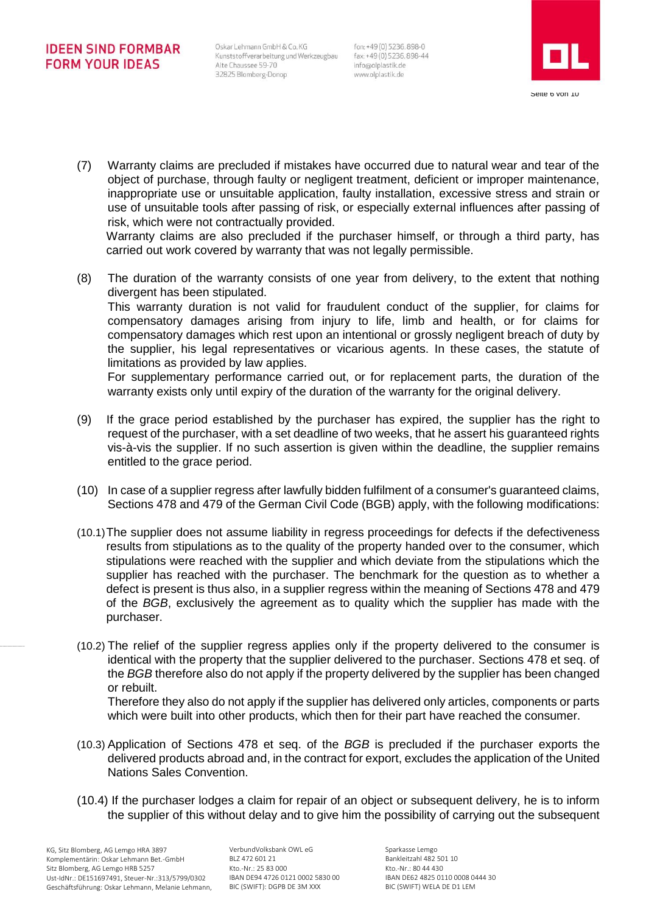(7) Warranty claims are precluded if mistakes have occurred due to natural wear and tear of the object of purchase, through faulty or negligent treatment, deficient or improper maintenance, inappropriate use or unsuitable application, faulty installation, excessive stress and strain or use of unsuitable tools after passing of risk, or especially external influences after passing of risk, which were not contractually provided.
Warranty claims are also precluded if the purchaser himself, or through a third party, has carried out work covered by warranty that was not legally permissible.

(8) The duration of the warranty consists of one year from delivery, to the extent that nothing divergent has been stipulated.
This warranty duration is not valid for fraudulent conduct of the supplier, for claims for compensatory damages arising from injury to life, limb and health, or for claims for compensatory damages which rest upon an intentional or grossly negligent breach of duty by the supplier, his legal representatives or vicarious agents. In these cases, the statute of limitations as provided by law applies.
For supplementary performance carried out, or for replacement parts, the duration of the warranty exists only until expiry of the duration of the warranty for the original delivery.

(9) If the grace period established by the purchaser has expired, the supplier has the right to request of the purchaser, with a set deadline of two weeks, that he assert his guaranteed rights vis-à-vis the supplier. If no such assertion is given within the deadline, the supplier remains entitled to the grace period.

(10) In case of a supplier regress after lawfully bidden fulfilment of a consumer's guaranteed claims, Sections 478 and 479 of the German Civil Code (BGB) apply, with the following modifications:

(10.1) The supplier does not assume liability in regress proceedings for defects if the defectiveness results from stipulations as to the quality of the property handed over to the consumer, which stipulations were reached with the supplier and which deviate from the stipulations which the supplier has reached with the purchaser. The benchmark for the question as to whether a defect is present is thus also, in a supplier regress within the meaning of Sections 478 and 479 of the *BGB*, exclusively the agreement as to quality which the supplier has made with the purchaser.

(10.2) The relief of the supplier regress applies only if the property delivered to the consumer is identical with the property that the supplier delivered to the purchaser. Sections 478 et seq. of the *BGB* therefore also do not apply if the property delivered by the supplier has been changed or rebuilt.
Therefore they also do not apply if the supplier has delivered only articles, components or parts which were built into other products, which then for their part have reached the consumer.

(10.3) Application of Sections 478 et seq. of the *BGB* is precluded if the purchaser exports the delivered products abroad and, in the contract for export, excludes the application of the United Nations Sales Convention.

(10.4) If the purchaser lodges a claim for repair of an object or subsequent delivery, he is to inform the supplier of this without delay and to give him the possibility of carrying out the subsequent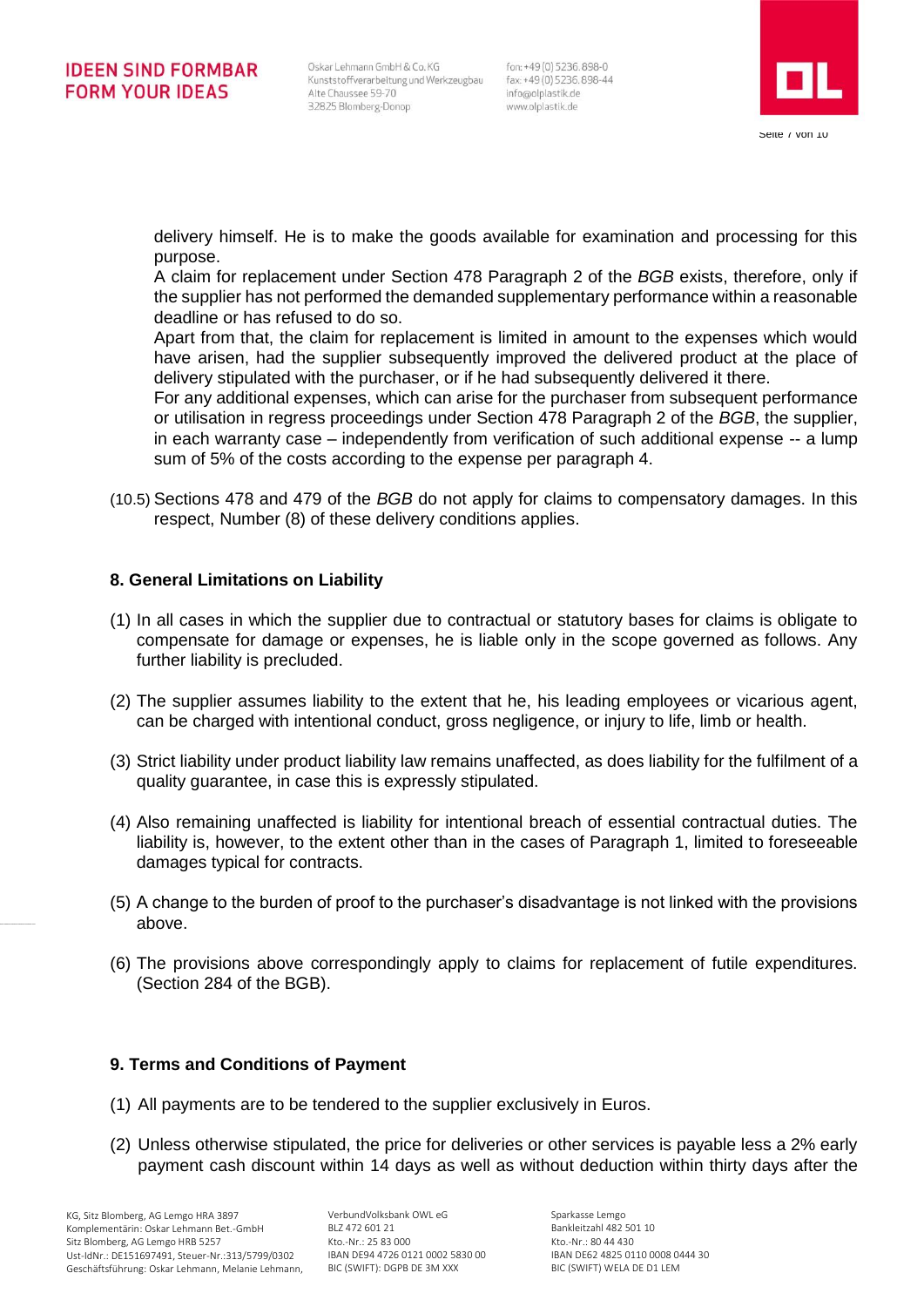delivery himself. He is to make the goods available for examination and processing for this purpose.

A claim for replacement under Section 478 Paragraph 2 of the *BGB* exists, therefore, only if the supplier has not performed the demanded supplementary performance within a reasonable deadline or has refused to do so.

Apart from that, the claim for replacement is limited in amount to the expenses which would have arisen, had the supplier subsequently improved the delivered product at the place of delivery stipulated with the purchaser, or if he had subsequently delivered it there.

For any additional expenses, which can arise for the purchaser from subsequent performance or utilisation in regress proceedings under Section 478 Paragraph 2 of the *BGB*, the supplier, in each warranty case – independently from verification of such additional expense -- a lump sum of 5% of the costs according to the expense per paragraph 4.

(10.5) Sections 478 and 479 of the *BGB* do not apply for claims to compensatory damages. In this respect, Number (8) of these delivery conditions applies.

## 8. General Limitations on Liability

(1) In all cases in which the supplier due to contractual or statutory bases for claims is obligate to compensate for damage or expenses, he is liable only in the scope governed as follows. Any further liability is precluded.

(2) The supplier assumes liability to the extent that he, his leading employees or vicarious agent, can be charged with intentional conduct, gross negligence, or injury to life, limb or health.

(3) Strict liability under product liability law remains unaffected, as does liability for the fulfilment of a quality guarantee, in case this is expressly stipulated.

(4) Also remaining unaffected is liability for intentional breach of essential contractual duties. The liability is, however, to the extent other than in the cases of Paragraph 1, limited to foreseeable damages typical for contracts.

(5) A change to the burden of proof to the purchaser's disadvantage is not linked with the provisions above.

(6) The provisions above correspondingly apply to claims for replacement of futile expenditures. (Section 284 of the BGB).

## 9. Terms and Conditions of Payment

(1) All payments are to be tendered to the supplier exclusively in Euros.

(2) Unless otherwise stipulated, the price for deliveries or other services is payable less a 2% early payment cash discount within 14 days as well as without deduction within thirty days after the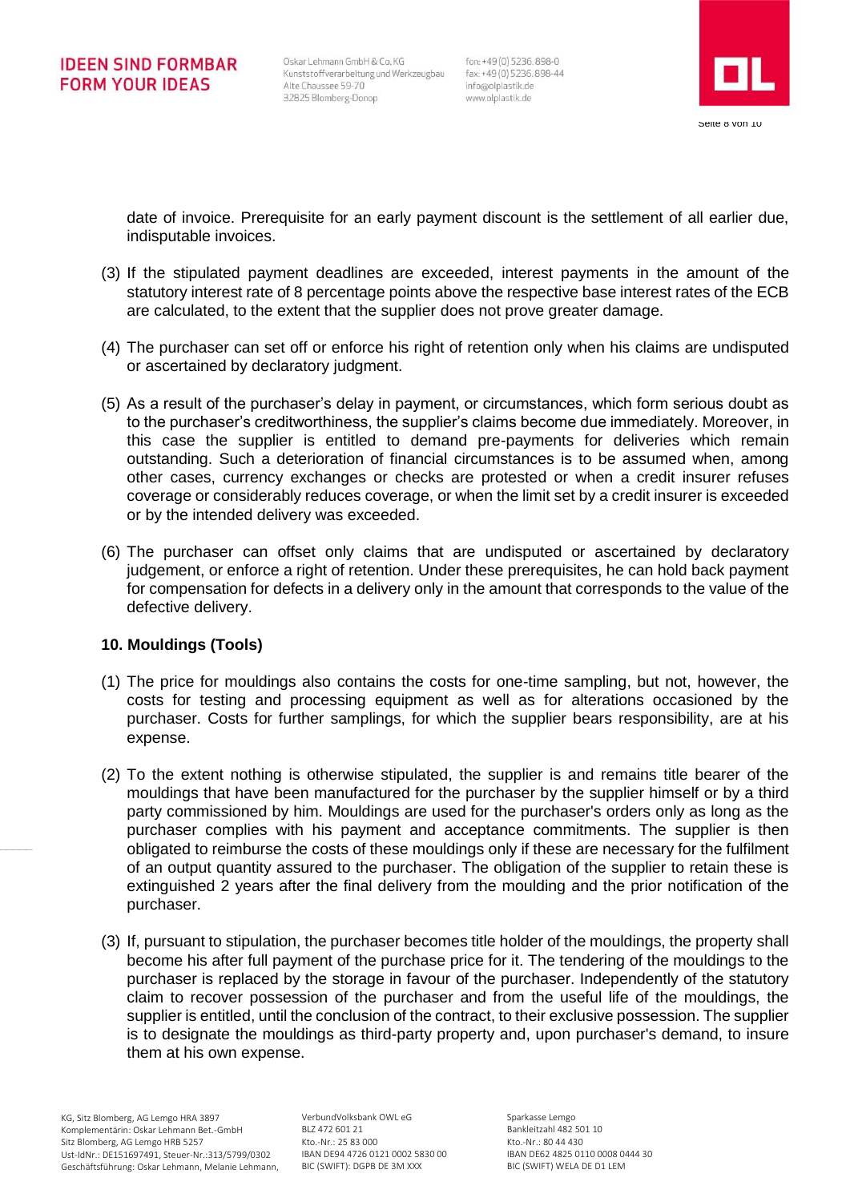date of invoice. Prerequisite for an early payment discount is the settlement of all earlier due, indisputable invoices.

(3) If the stipulated payment deadlines are exceeded, interest payments in the amount of the statutory interest rate of 8 percentage points above the respective base interest rates of the ECB are calculated, to the extent that the supplier does not prove greater damage.

(4) The purchaser can set off or enforce his right of retention only when his claims are undisputed or ascertained by declaratory judgment.

(5) As a result of the purchaser's delay in payment, or circumstances, which form serious doubt as to the purchaser's creditworthiness, the supplier's claims become due immediately. Moreover, in this case the supplier is entitled to demand pre-payments for deliveries which remain outstanding. Such a deterioration of financial circumstances is to be assumed when, among other cases, currency exchanges or checks are protested or when a credit insurer refuses coverage or considerably reduces coverage, or when the limit set by a credit insurer is exceeded or by the intended delivery was exceeded.

(6) The purchaser can offset only claims that are undisputed or ascertained by declaratory judgement, or enforce a right of retention. Under these prerequisites, he can hold back payment for compensation for defects in a delivery only in the amount that corresponds to the value of the defective delivery.

**10. Mouldings (Tools)**

(1) The price for mouldings also contains the costs for one-time sampling, but not, however, the costs for testing and processing equipment as well as for alterations occasioned by the purchaser. Costs for further samplings, for which the supplier bears responsibility, are at his expense.

(2) To the extent nothing is otherwise stipulated, the supplier is and remains title bearer of the mouldings that have been manufactured for the purchaser by the supplier himself or by a third party commissioned by him. Mouldings are used for the purchaser's orders only as long as the purchaser complies with his payment and acceptance commitments. The supplier is then obligated to reimburse the costs of these mouldings only if these are necessary for the fulfilment of an output quantity assured to the purchaser. The obligation of the supplier to retain these is extinguished 2 years after the final delivery from the moulding and the prior notification of the purchaser.

(3) If, pursuant to stipulation, the purchaser becomes title holder of the mouldings, the property shall become his after full payment of the purchase price for it. The tendering of the mouldings to the purchaser is replaced by the storage in favour of the purchaser. Independently of the statutory claim to recover possession of the purchaser and from the useful life of the mouldings, the supplier is entitled, until the conclusion of the contract, to their exclusive possession. The supplier is to designate the mouldings as third-party property and, upon purchaser's demand, to insure them at his own expense.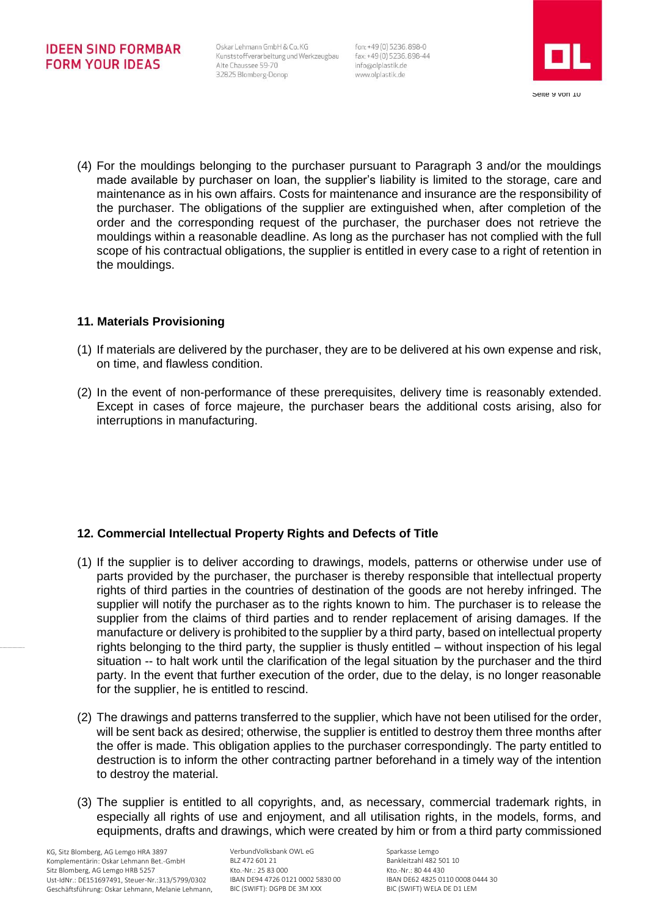(4) For the mouldings belonging to the purchaser pursuant to Paragraph 3 and/or the mouldings made available by purchaser on loan, the supplier's liability is limited to the storage, care and maintenance as in his own affairs. Costs for maintenance and insurance are the responsibility of the purchaser. The obligations of the supplier are extinguished when, after completion of the order and the corresponding request of the purchaser, the purchaser does not retrieve the mouldings within a reasonable deadline. As long as the purchaser has not complied with the full scope of his contractual obligations, the supplier is entitled in every case to a right of retention in the mouldings.

## 11. Materials Provisioning

(1) If materials are delivered by the purchaser, they are to be delivered at his own expense and risk, on time, and flawless condition.

(2) In the event of non-performance of these prerequisites, delivery time is reasonably extended. Except in cases of force majeure, the purchaser bears the additional costs arising, also for interruptions in manufacturing.

## 12. Commercial Intellectual Property Rights and Defects of Title

(1) If the supplier is to deliver according to drawings, models, patterns or otherwise under use of parts provided by the purchaser, the purchaser is thereby responsible that intellectual property rights of third parties in the countries of destination of the goods are not hereby infringed. The supplier will notify the purchaser as to the rights known to him. The purchaser is to release the supplier from the claims of third parties and to render replacement of arising damages. If the manufacture or delivery is prohibited to the supplier by a third party, based on intellectual property rights belonging to the third party, the supplier is thusly entitled – without inspection of his legal situation -- to halt work until the clarification of the legal situation by the purchaser and the third party. In the event that further execution of the order, due to the delay, is no longer reasonable for the supplier, he is entitled to rescind.

(2) The drawings and patterns transferred to the supplier, which have not been utilised for the order, will be sent back as desired; otherwise, the supplier is entitled to destroy them three months after the offer is made. This obligation applies to the purchaser correspondingly. The party entitled to destruction is to inform the other contracting partner beforehand in a timely way of the intention to destroy the material.

(3) The supplier is entitled to all copyrights, and, as necessary, commercial trademark rights, in especially all rights of use and enjoyment, and all utilisation rights, in the models, forms, and equipments, drafts and drawings, which were created by him or from a third party commissioned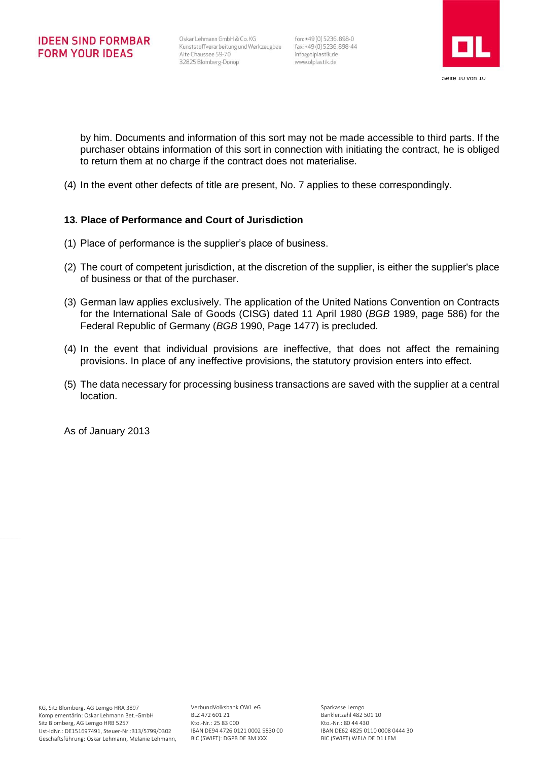by him. Documents and information of this sort may not be made accessible to third parts. If the purchaser obtains information of this sort in connection with initiating the contract, he is obliged to return them at no charge if the contract does not materialise.

(4) In the event other defects of title are present, No. 7 applies to these correspondingly.

## 13. Place of Performance and Court of Jurisdiction

(1) Place of performance is the supplier's place of business.

(2) The court of competent jurisdiction, at the discretion of the supplier, is either the supplier's place of business or that of the purchaser.

(3) German law applies exclusively. The application of the United Nations Convention on Contracts for the International Sale of Goods (CISG) dated 11 April 1980 (*BGB* 1989, page 586) for the Federal Republic of Germany (*BGB* 1990, Page 1477) is precluded.

(4) In the event that individual provisions are ineffective, that does not affect the remaining provisions. In place of any ineffective provisions, the statutory provision enters into effect.

(5) The data necessary for processing business transactions are saved with the supplier at a central location.

As of January 2013